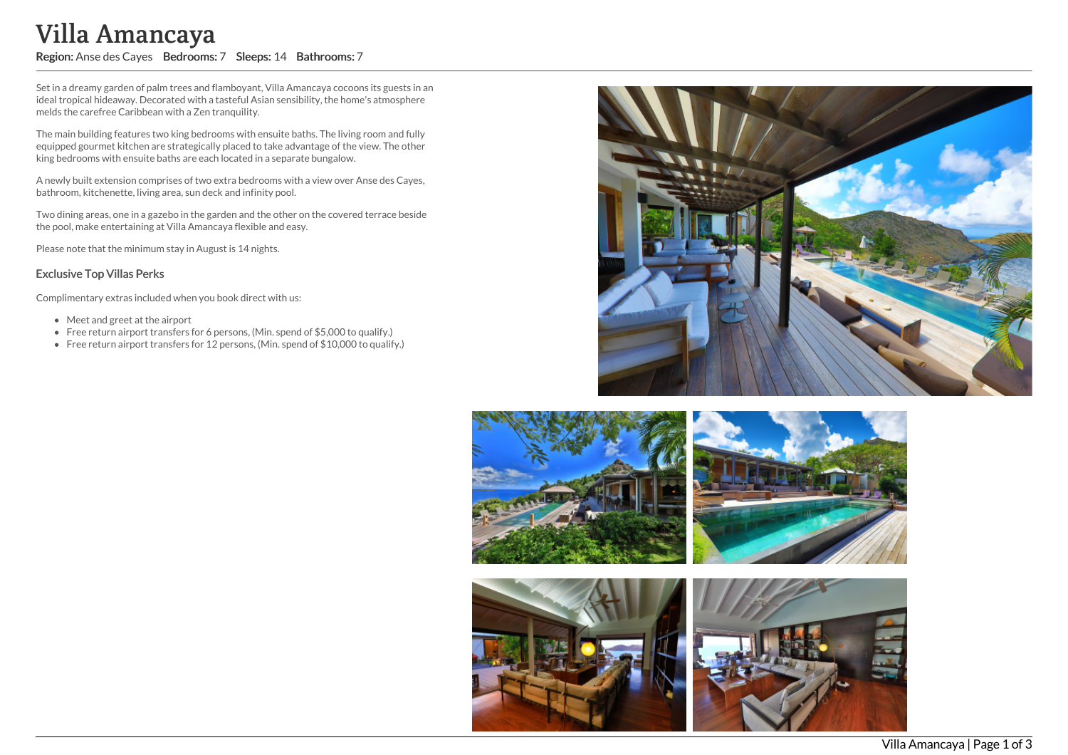# Villa Amancaya

**Region:** Anse des Cayes **Bedrooms:** 7 **Sleeps:** 14 **Bathrooms:** 7

Set in a dreamy garden of palm trees and flamboyant, Villa Amancaya cocoons its guests in an ideal tropical hideaway. Decorated with a tasteful Asian sensibility, the home's atmosphere melds the carefree Caribbean with a Zen tranquility.

The main building features two king bedrooms with ensuite baths. The living room and fully equipped gourmet kitchen are strategically placed to take advantage of the view. The other king bedrooms with ensuite baths are each located in a separate bungalow.

A newly built extension comprises of two extra bedrooms with a view over Anse des Cayes, bathroom, kitchenette, living area, sun deck and infinity pool.

Two dining areas, one in a gazebo in the garden and the other on the covered terrace beside the pool, make entertaining at Villa Amancaya flexible and easy.

Please note that the minimum stay in August is 14 nights.

### Exclusive Top Villas Perks

Complimentary extras included when you book direct with us:

- Meet and greet at the airport
- Free return airport transfers for 6 persons, (Min. spend of $5,000 to qualify.)
- Free return airport transfers for 12 persons, (Min. spend of $10,000 to qualify.)